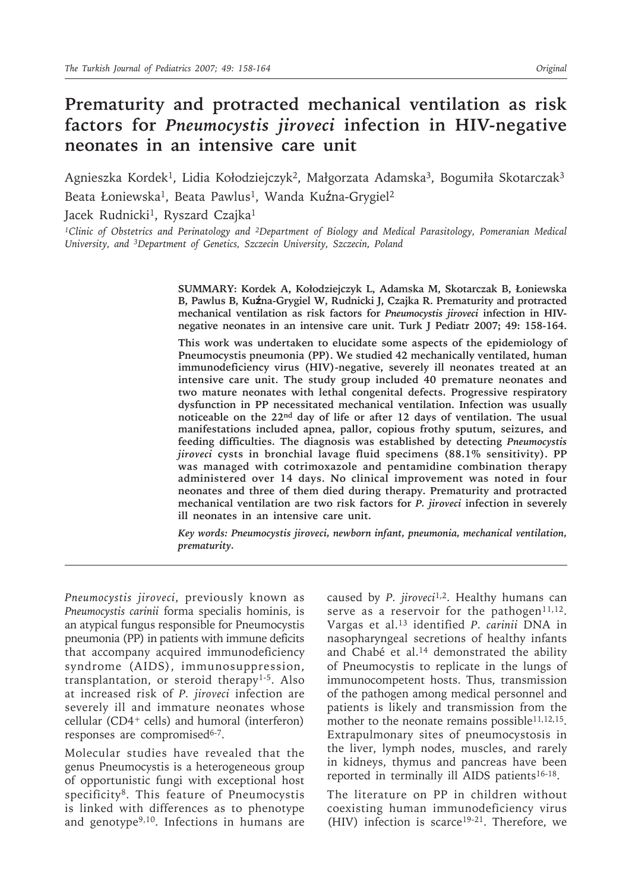# Prematurity and protracted mechanical ventilation as risk factors for *Pneumocystis jiroveci* infection in HIV-negative neonates in an intensive care unit

Agnieszka Kordek[1], Lidia Kołodziejczyk[2], Małgorzata Adamska[3], Bogumiła Skotarczak[3]
Beata Łoniewska[1], Beata Pawlus[1], Wanda Kuźna-Grygiel[2]
Jacek Rudnicki[1], Ryszard Czajka[1]

*[1]Clinic of Obstetrics and Perinatology and [2]Department of Biology and Medical Parasitology, Pomeranian Medical University, and [3]Department of Genetics, Szczecin University, Szczecin, Poland*

**SUMMARY: Kordek A, Kołodziejczyk L, Adamska M, Skotarczak B, Łoniewska B, Pawlus B, Kuźna-Grygiel W, Rudnicki J, Czajka R. Prematurity and protracted mechanical ventilation as risk factors for *Pneumocystis jiroveci* infection in HIV-negative neonates in an intensive care unit. Turk J Pediatr 2007; 49: 158-164.**

**This work was undertaken to elucidate some aspects of the epidemiology of Pneumocystis pneumonia (PP). We studied 42 mechanically ventilated, human immunodeficiency virus (HIV)-negative, severely ill neonates treated at an intensive care unit. The study group included 40 premature neonates and two mature neonates with lethal congenital defects. Progressive respiratory dysfunction in PP necessitated mechanical ventilation. Infection was usually noticeable on the 22nd day of life or after 12 days of ventilation. The usual manifestations included apnea, pallor, copious frothy sputum, seizures, and feeding difficulties. The diagnosis was established by detecting *Pneumocystis jiroveci* cysts in bronchial lavage fluid specimens (88.1% sensitivity). PP was managed with cotrimoxazole and pentamidine combination therapy administered over 14 days. No clinical improvement was noted in four neonates and three of them died during therapy. Prematurity and protracted mechanical ventilation are two risk factors for *P. jiroveci* infection in severely ill neonates in an intensive care unit.**

***Key words: Pneumocystis jiroveci, newborn infant, pneumonia, mechanical ventilation, prematurity.***

---

*Pneumocystis jiroveci*, previously known as *Pneumocystis carinii* forma specialis hominis, is an atypical fungus responsible for Pneumocystis pneumonia (PP) in patients with immune deficits that accompany acquired immunodeficiency syndrome (AIDS), immunosuppression, transplantation, or steroid therapy[1-5]. Also at increased risk of *P. jiroveci* infection are severely ill and immature neonates whose cellular ($CD4^+$ cells) and humoral (interferon) responses are compromised[6-7].

Molecular studies have revealed that the genus Pneumocystis is a heterogeneous group of opportunistic fungi with exceptional host specificity[8]. This feature of Pneumocystis is linked with differences as to phenotype and genotype[9,10]. Infections in humans are caused by *P. jiroveci*[1,2]. Healthy humans can serve as a reservoir for the pathogen[11,12]. Vargas et al.[13] identified *P. carinii* DNA in nasopharyngeal secretions of healthy infants and Chabé et al.[14] demonstrated the ability of Pneumocystis to replicate in the lungs of immunocompetent hosts. Thus, transmission of the pathogen among medical personnel and patients is likely and transmission from the mother to the neonate remains possible[11,12,15]. Extrapulmonary sites of pneumocystosis in the liver, lymph nodes, muscles, and rarely in kidneys, thymus and pancreas have been reported in terminally ill AIDS patients[16-18].

The literature on PP in children without coexisting human immunodeficiency virus (HIV) infection is scarce[19-21]. Therefore, we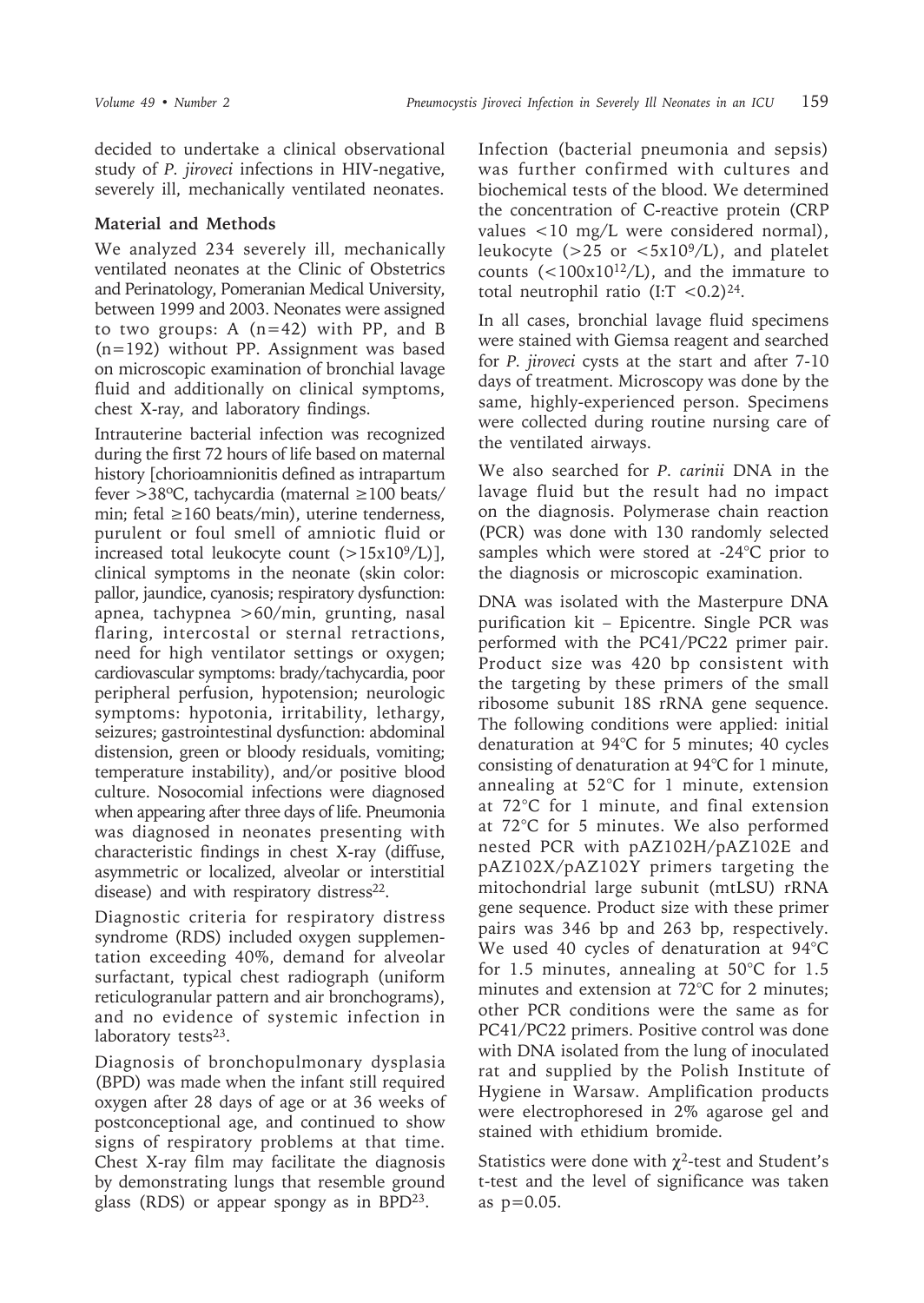decided to undertake a clinical observational study of *P. jiroveci* infections in HIV-negative, severely ill, mechanically ventilated neonates.

## Material and Methods

We analyzed 234 severely ill, mechanically ventilated neonates at the Clinic of Obstetrics and Perinatology, Pomeranian Medical University, between 1999 and 2003. Neonates were assigned to two groups: A (n=42) with PP, and B (n=192) without PP. Assignment was based on microscopic examination of bronchial lavage fluid and additionally on clinical symptoms, chest X-ray, and laboratory findings.

Intrauterine bacterial infection was recognized during the first 72 hours of life based on maternal history [chorioamnionitis defined as intrapartum fever >38ºC, tachycardia (maternal ≥100 beats/min; fetal ≥160 beats/min), uterine tenderness, purulent or foul smell of amniotic fluid or increased total leukocyte count ($>15x10^9/L$)], clinical symptoms in the neonate (skin color: pallor, jaundice, cyanosis; respiratory dysfunction: apnea, tachypnea >60/min, grunting, nasal flaring, intercostal or sternal retractions, need for high ventilator settings or oxygen; cardiovascular symptoms: brady/tachycardia, poor peripheral perfusion, hypotension; neurologic symptoms: hypotonia, irritability, lethargy, seizures; gastrointestinal dysfunction: abdominal distension, green or bloody residuals, vomiting; temperature instability), and/or positive blood culture. Nosocomial infections were diagnosed when appearing after three days of life. Pneumonia was diagnosed in neonates presenting with characteristic findings in chest X-ray (diffuse, asymmetric or localized, alveolar or interstitial disease) and with respiratory distress[22].

Diagnostic criteria for respiratory distress syndrome (RDS) included oxygen supplementation exceeding 40%, demand for alveolar surfactant, typical chest radiograph (uniform reticulogranular pattern and air bronchograms), and no evidence of systemic infection in laboratory tests[23].

Diagnosis of bronchopulmonary dysplasia (BPD) was made when the infant still required oxygen after 28 days of age or at 36 weeks of postconceptional age, and continued to show signs of respiratory problems at that time. Chest X-ray film may facilitate the diagnosis by demonstrating lungs that resemble ground glass (RDS) or appear spongy as in BPD[23].

Infection (bacterial pneumonia and sepsis) was further confirmed with cultures and biochemical tests of the blood. We determined the concentration of C-reactive protein (CRP values <10 mg/L were considered normal), leukocyte (>25 or $<5x10^9/L$), and platelet counts ($<100x10^{12}/L$), and the immature to total neutrophil ratio (I:T <0.2)[24].

In all cases, bronchial lavage fluid specimens were stained with Giemsa reagent and searched for *P. jiroveci* cysts at the start and after 7-10 days of treatment. Microscopy was done by the same, highly-experienced person. Specimens were collected during routine nursing care of the ventilated airways.

We also searched for *P. carinii* DNA in the lavage fluid but the result had no impact on the diagnosis. Polymerase chain reaction (PCR) was done with 130 randomly selected samples which were stored at -24°C prior to the diagnosis or microscopic examination.

DNA was isolated with the Masterpure DNA purification kit – Epicentre. Single PCR was performed with the PC41/PC22 primer pair. Product size was 420 bp consistent with the targeting by these primers of the small ribosome subunit 18S rRNA gene sequence. The following conditions were applied: initial denaturation at 94°C for 5 minutes; 40 cycles consisting of denaturation at 94°C for 1 minute, annealing at 52°C for 1 minute, extension at 72°C for 1 minute, and final extension at 72°C for 5 minutes. We also performed nested PCR with pAZ102H/pAZ102E and pAZ102X/pAZ102Y primers targeting the mitochondrial large subunit (mtLSU) rRNA gene sequence. Product size with these primer pairs was 346 bp and 263 bp, respectively. We used 40 cycles of denaturation at 94°C for 1.5 minutes, annealing at 50°C for 1.5 minutes and extension at 72°C for 2 minutes; other PCR conditions were the same as for PC41/PC22 primers. Positive control was done with DNA isolated from the lung of inoculated rat and supplied by the Polish Institute of Hygiene in Warsaw. Amplification products were electrophoresed in 2% agarose gel and stained with ethidium bromide.

Statistics were done with $\chi^2$-test and Student's t-test and the level of significance was taken as p=0.05.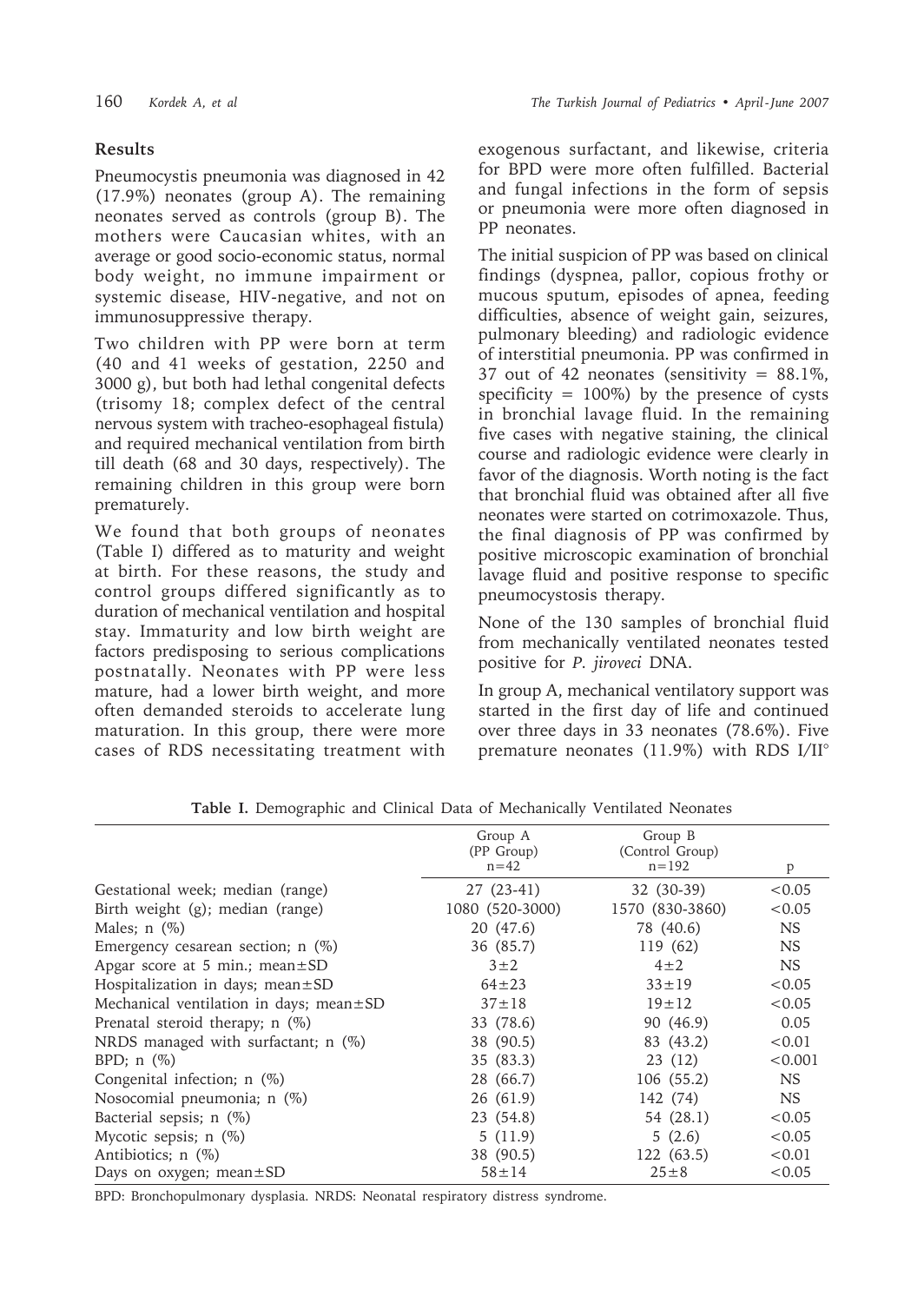## Results

Pneumocystis pneumonia was diagnosed in 42 (17.9%) neonates (group A). The remaining neonates served as controls (group B). The mothers were Caucasian whites, with an average or good socio-economic status, normal body weight, no immune impairment or systemic disease, HIV-negative, and not on immunosuppressive therapy.

Two children with PP were born at term (40 and 41 weeks of gestation, 2250 and 3000 g), but both had lethal congenital defects (trisomy 18; complex defect of the central nervous system with tracheo-esophageal fistula) and required mechanical ventilation from birth till death (68 and 30 days, respectively). The remaining children in this group were born prematurely.

We found that both groups of neonates (Table I) differed as to maturity and weight at birth. For these reasons, the study and control groups differed significantly as to duration of mechanical ventilation and hospital stay. Immaturity and low birth weight are factors predisposing to serious complications postnatally. Neonates with PP were less mature, had a lower birth weight, and more often demanded steroids to accelerate lung maturation. In this group, there were more cases of RDS necessitating treatment with exogenous surfactant, and likewise, criteria for BPD were more often fulfilled. Bacterial and fungal infections in the form of sepsis or pneumonia were more often diagnosed in PP neonates.

The initial suspicion of PP was based on clinical findings (dyspnea, pallor, copious frothy or mucous sputum, episodes of apnea, feeding difficulties, absence of weight gain, seizures, pulmonary bleeding) and radiologic evidence of interstitial pneumonia. PP was confirmed in 37 out of 42 neonates (sensitivity = 88.1%, specificity = 100%) by the presence of cysts in bronchial lavage fluid. In the remaining five cases with negative staining, the clinical course and radiologic evidence were clearly in favor of the diagnosis. Worth noting is the fact that bronchial fluid was obtained after all five neonates were started on cotrimoxazole. Thus, the final diagnosis of PP was confirmed by positive microscopic examination of bronchial lavage fluid and positive response to specific pneumocystosis therapy.

None of the 130 samples of bronchial fluid from mechanically ventilated neonates tested positive for *P. jiroveci* DNA.

In group A, mechanical ventilatory support was started in the first day of life and continued over three days in 33 neonates (78.6%). Five premature neonates (11.9%) with RDS I/II°

**Table I.** Demographic and Clinical Data of Mechanically Ventilated Neonates

| | Group A (PP Group) n=42 | Group B (Control Group) n=192 | p |
|---|---|---|---|
| Gestational week; median (range) | 27 (23-41) | 32 (30-39) | <0.05 |
| Birth weight (g); median (range) | 1080 (520-3000) | 1570 (830-3860) | <0.05 |
| Males; n (%) | 20 (47.6) | 78 (40.6) | NS |
| Emergency cesarean section; n (%) | 36 (85.7) | 119 (62) | NS |
| Apgar score at 5 min.; mean±SD | 3±2 | 4±2 | NS |
| Hospitalization in days; mean±SD | 64±23 | 33±19 | <0.05 |
| Mechanical ventilation in days; mean±SD | 37±18 | 19±12 | <0.05 |
| Prenatal steroid therapy; n (%) | 33 (78.6) | 90 (46.9) | 0.05 |
| NRDS managed with surfactant; n (%) | 38 (90.5) | 83 (43.2) | <0.01 |
| BPD; n (%) | 35 (83.3) | 23 (12) | <0.001 |
| Congenital infection; n (%) | 28 (66.7) | 106 (55.2) | NS |
| Nosocomial pneumonia; n (%) | 26 (61.9) | 142 (74) | NS |
| Bacterial sepsis; n (%) | 23 (54.8) | 54 (28.1) | <0.05 |
| Mycotic sepsis; n (%) | 5 (11.9) | 5 (2.6) | <0.05 |
| Antibiotics; n (%) | 38 (90.5) | 122 (63.5) | <0.01 |
| Days on oxygen; mean±SD | 58±14 | 25±8 | <0.05 |

BPD: Bronchopulmonary dysplasia. NRDS: Neonatal respiratory distress syndrome.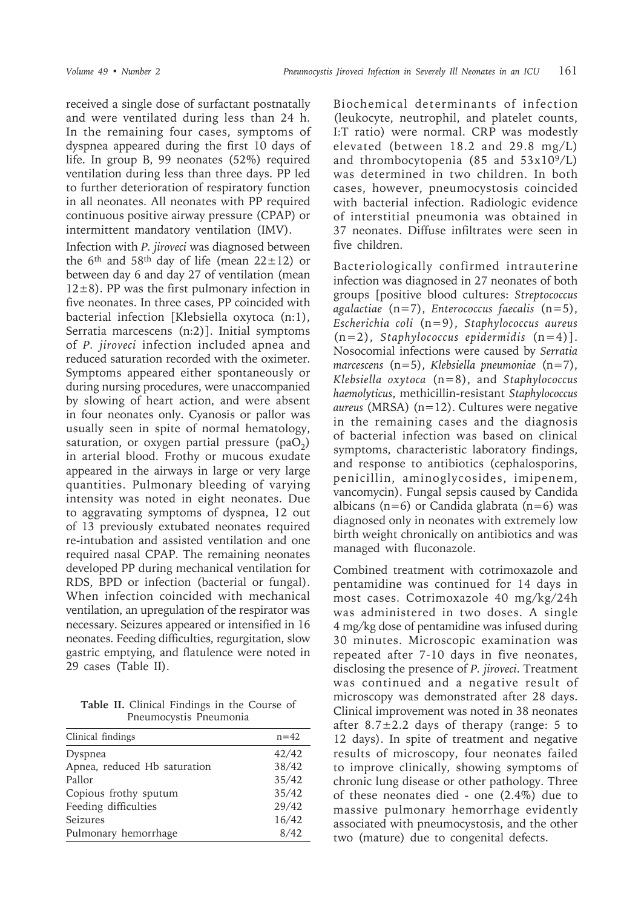received a single dose of surfactant postnatally and were ventilated during less than 24 h. In the remaining four cases, symptoms of dyspnea appeared during the first 10 days of life. In group B, 99 neonates (52%) required ventilation during less than three days. PP led to further deterioration of respiratory function in all neonates. All neonates with PP required continuous positive airway pressure (CPAP) or intermittent mandatory ventilation (IMV).

Infection with *P. jiroveci* was diagnosed between the 6th and 58th day of life (mean 22±12) or between day 6 and day 27 of ventilation (mean 12±8). PP was the first pulmonary infection in five neonates. In three cases, PP coincided with bacterial infection [Klebsiella oxytoca (n:1), Serratia marcescens (n:2)]. Initial symptoms of *P. jiroveci* infection included apnea and reduced saturation recorded with the oximeter. Symptoms appeared either spontaneously or during nursing procedures, were unaccompanied by slowing of heart action, and were absent in four neonates only. Cyanosis or pallor was usually seen in spite of normal hematology, saturation, or oxygen partial pressure ($paO_2$) in arterial blood. Frothy or mucous exudate appeared in the airways in large or very large quantities. Pulmonary bleeding of varying intensity was noted in eight neonates. Due to aggravating symptoms of dyspnea, 12 out of 13 previously extubated neonates required re-intubation and assisted ventilation and one required nasal CPAP. The remaining neonates developed PP during mechanical ventilation for RDS, BPD or infection (bacterial or fungal). When infection coincided with mechanical ventilation, an upregulation of the respirator was necessary. Seizures appeared or intensified in 16 neonates. Feeding difficulties, regurgitation, slow gastric emptying, and flatulence were noted in 29 cases (Table II).

**Table II.** Clinical Findings in the Course of Pneumocystis Pneumonia

| Clinical findings | n=42 |
|---|---|
| Dyspnea | 42/42 |
| Apnea, reduced Hb saturation | 38/42 |
| Pallor | 35/42 |
| Copious frothy sputum | 35/42 |
| Feeding difficulties | 29/42 |
| Seizures | 16/42 |
| Pulmonary hemorrhage | 8/42 |

Biochemical determinants of infection (leukocyte, neutrophil, and platelet counts, I:T ratio) were normal. CRP was modestly elevated (between 18.2 and 29.8 mg/L) and thrombocytopenia (85 and $53 \times 10^9$/L) was determined in two children. In both cases, however, pneumocystosis coincided with bacterial infection. Radiologic evidence of interstitial pneumonia was obtained in 37 neonates. Diffuse infiltrates were seen in five children.

Bacteriologically confirmed intrauterine infection was diagnosed in 27 neonates of both groups [positive blood cultures: *Streptococcus agalactiae* (n=7), *Enterococcus faecalis* (n=5), *Escherichia coli* (n=9), *Staphylococcus aureus* (n=2), *Staphylococcus epidermidis* (n=4)]. Nosocomial infections were caused by *Serratia marcescens* (n=5), *Klebsiella pneumoniae* (n=7), *Klebsiella oxytoca* (n=8), and *Staphylococcus haemolyticus*, methicillin-resistant *Staphylococcus aureus* (MRSA) (n=12). Cultures were negative in the remaining cases and the diagnosis of bacterial infection was based on clinical symptoms, characteristic laboratory findings, and response to antibiotics (cephalosporins, penicillin, aminoglycosides, imipenem, vancomycin). Fungal sepsis caused by Candida albicans (n=6) or Candida glabrata (n=6) was diagnosed only in neonates with extremely low birth weight chronically on antibiotics and was managed with fluconazole.

Combined treatment with cotrimoxazole and pentamidine was continued for 14 days in most cases. Cotrimoxazole 40 mg/kg/24h was administered in two doses. A single 4 mg/kg dose of pentamidine was infused during 30 minutes. Microscopic examination was repeated after 7-10 days in five neonates, disclosing the presence of *P. jiroveci*. Treatment was continued and a negative result of microscopy was demonstrated after 28 days. Clinical improvement was noted in 38 neonates after 8.7±2.2 days of therapy (range: 5 to 12 days). In spite of treatment and negative results of microscopy, four neonates failed to improve clinically, showing symptoms of chronic lung disease or other pathology. Three of these neonates died - one (2.4%) due to massive pulmonary hemorrhage evidently associated with pneumocystosis, and the other two (mature) due to congenital defects.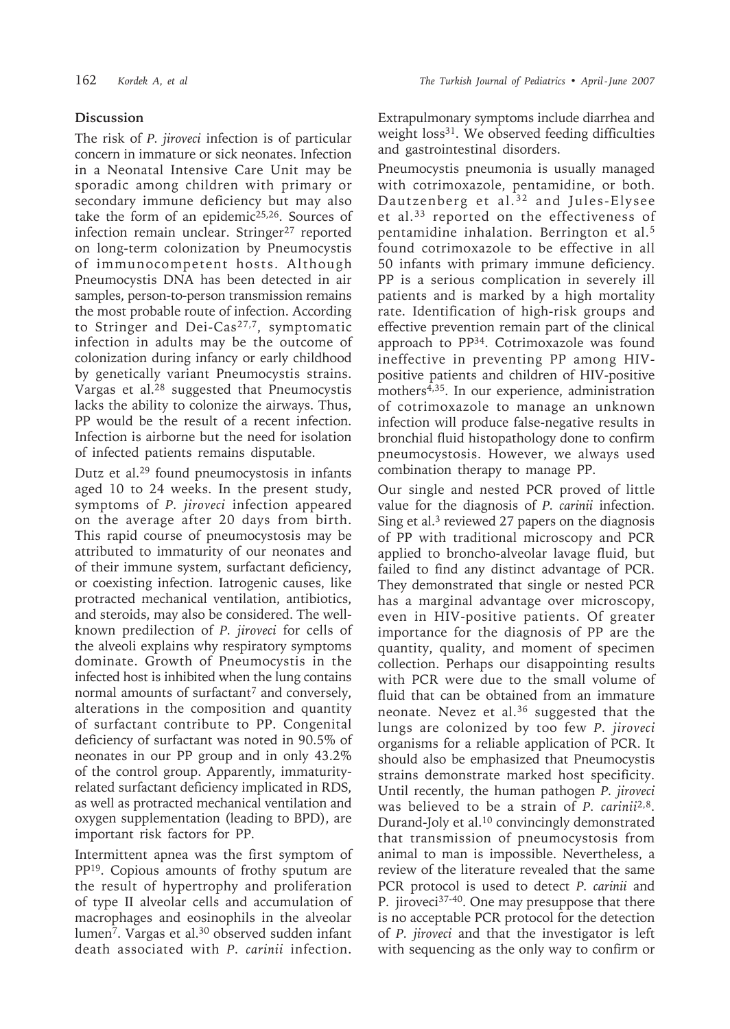## Discussion

The risk of *P. jiroveci* infection is of particular concern in immature or sick neonates. Infection in a Neonatal Intensive Care Unit may be sporadic among children with primary or secondary immune deficiency but may also take the form of an epidemic[25,26]. Sources of infection remain unclear. Stringer[27] reported on long-term colonization by Pneumocystis of immunocompetent hosts. Although Pneumocystis DNA has been detected in air samples, person-to-person transmission remains the most probable route of infection. According to Stringer and Dei-Cas[27,7], symptomatic infection in adults may be the outcome of colonization during infancy or early childhood by genetically variant Pneumocystis strains. Vargas et al.[28] suggested that Pneumocystis lacks the ability to colonize the airways. Thus, PP would be the result of a recent infection. Infection is airborne but the need for isolation of infected patients remains disputable.

Dutz et al.[29] found pneumocystosis in infants aged 10 to 24 weeks. In the present study, symptoms of *P. jiroveci* infection appeared on the average after 20 days from birth. This rapid course of pneumocystosis may be attributed to immaturity of our neonates and of their immune system, surfactant deficiency, or coexisting infection. Iatrogenic causes, like protracted mechanical ventilation, antibiotics, and steroids, may also be considered. The well-known predilection of *P. jiroveci* for cells of the alveoli explains why respiratory symptoms dominate. Growth of Pneumocystis in the infected host is inhibited when the lung contains normal amounts of surfactant[7] and conversely, alterations in the composition and quantity of surfactant contribute to PP. Congenital deficiency of surfactant was noted in 90.5% of neonates in our PP group and in only 43.2% of the control group. Apparently, immaturity-related surfactant deficiency implicated in RDS, as well as protracted mechanical ventilation and oxygen supplementation (leading to BPD), are important risk factors for PP.

Intermittent apnea was the first symptom of PP[19]. Copious amounts of frothy sputum are the result of hypertrophy and proliferation of type II alveolar cells and accumulation of macrophages and eosinophils in the alveolar lumen[7]. Vargas et al.[30] observed sudden infant death associated with *P. carinii* infection. Extrapulmonary symptoms include diarrhea and weight loss[31]. We observed feeding difficulties and gastrointestinal disorders.

Pneumocystis pneumonia is usually managed with cotrimoxazole, pentamidine, or both. Dautzenberg et al.[32] and Jules-Elysee et al.[33] reported on the effectiveness of pentamidine inhalation. Berrington et al.[5] found cotrimoxazole to be effective in all 50 infants with primary immune deficiency. PP is a serious complication in severely ill patients and is marked by a high mortality rate. Identification of high-risk groups and effective prevention remain part of the clinical approach to PP[34]. Cotrimoxazole was found ineffective in preventing PP among HIV-positive patients and children of HIV-positive mothers[4,35]. In our experience, administration of cotrimoxazole to manage an unknown infection will produce false-negative results in bronchial fluid histopathology done to confirm pneumocystosis. However, we always used combination therapy to manage PP.

Our single and nested PCR proved of little value for the diagnosis of *P. carinii* infection. Sing et al.[3] reviewed 27 papers on the diagnosis of PP with traditional microscopy and PCR applied to broncho-alveolar lavage fluid, but failed to find any distinct advantage of PCR. They demonstrated that single or nested PCR has a marginal advantage over microscopy, even in HIV-positive patients. Of greater importance for the diagnosis of PP are the quantity, quality, and moment of specimen collection. Perhaps our disappointing results with PCR were due to the small volume of fluid that can be obtained from an immature neonate. Nevez et al.[36] suggested that the lungs are colonized by too few *P. jiroveci* organisms for a reliable application of PCR. It should also be emphasized that Pneumocystis strains demonstrate marked host specificity. Until recently, the human pathogen *P. jiroveci* was believed to be a strain of *P. carinii*[2,8]. Durand-Joly et al.[10] convincingly demonstrated that transmission of pneumocystosis from animal to man is impossible. Nevertheless, a review of the literature revealed that the same PCR protocol is used to detect *P. carinii* and P. jiroveci[37-40]. One may presuppose that there is no acceptable PCR protocol for the detection of *P. jiroveci* and that the investigator is left with sequencing as the only way to confirm or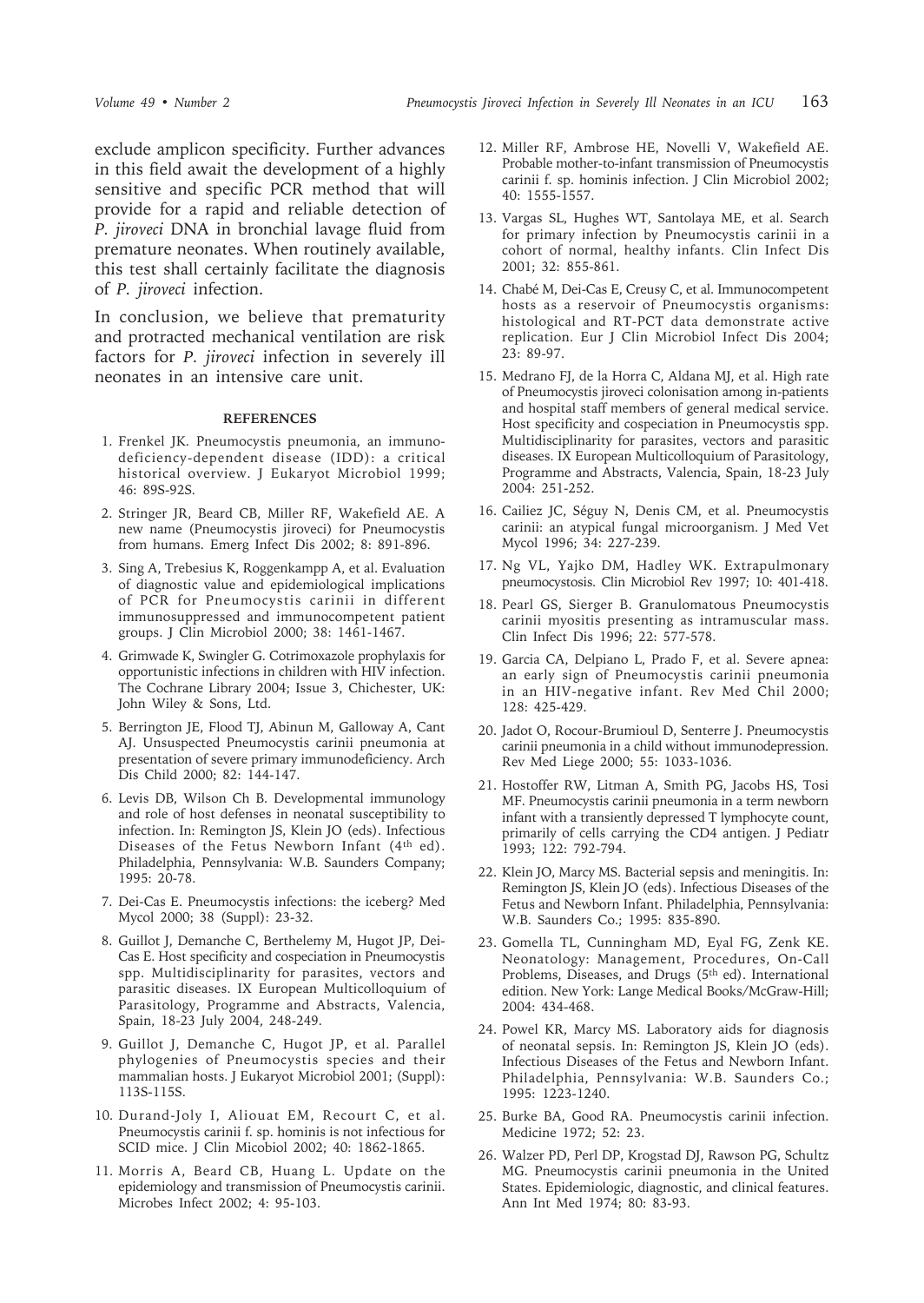exclude amplicon specificity. Further advances in this field await the development of a highly sensitive and specific PCR method that will provide for a rapid and reliable detection of *P. jiroveci* DNA in bronchial lavage fluid from premature neonates. When routinely available, this test shall certainly facilitate the diagnosis of *P. jiroveci* infection.

In conclusion, we believe that prematurity and protracted mechanical ventilation are risk factors for *P. jiroveci* infection in severely ill neonates in an intensive care unit.

## REFERENCES

1. Frenkel JK. Pneumocystis pneumonia, an immunodeficiency-dependent disease (IDD): a critical historical overview. J Eukaryot Microbiol 1999; 46: 89S-92S.
2. Stringer JR, Beard CB, Miller RF, Wakefield AE. A new name (Pneumocystis jiroveci) for Pneumocystis from humans. Emerg Infect Dis 2002; 8: 891-896.
3. Sing A, Trebesius K, Roggenkampp A, et al. Evaluation of diagnostic value and epidemiological implications of PCR for Pneumocystis carinii in different immunosuppressed and immunocompetent patient groups. J Clin Microbiol 2000; 38: 1461-1467.
4. Grimwade K, Swingler G. Cotrimoxazole prophylaxis for opportunistic infections in children with HIV infection. The Cochrane Library 2004; Issue 3, Chichester, UK: John Wiley & Sons, Ltd.
5. Berrington JE, Flood TJ, Abinun M, Galloway A, Cant AJ. Unsuspected Pneumocystis carinii pneumonia at presentation of severe primary immunodeficiency. Arch Dis Child 2000; 82: 144-147.
6. Levis DB, Wilson Ch B. Developmental immunology and role of host defenses in neonatal susceptibility to infection. In: Remington JS, Klein JO (eds). Infectious Diseases of the Fetus Newborn Infant (4th ed). Philadelphia, Pennsylvania: W.B. Saunders Company; 1995: 20-78.
7. Dei-Cas E. Pneumocystis infections: the iceberg? Med Mycol 2000; 38 (Suppl): 23-32.
8. Guillot J, Demanche C, Berthelemy M, Hugot JP, Dei-Cas E. Host specificity and cospeciation in Pneumocystis spp. Multidisciplinarity for parasites, vectors and parasitic diseases. IX European Multicolloquium of Parasitology, Programme and Abstracts, Valencia, Spain, 18-23 July 2004, 248-249.
9. Guillot J, Demanche C, Hugot JP, et al. Parallel phylogenies of Pneumocystis species and their mammalian hosts. J Eukaryot Microbiol 2001; (Suppl): 113S-115S.
10. Durand-Joly I, Aliouat EM, Recourt C, et al. Pneumocystis carinii f. sp. hominis is not infectious for SCID mice. J Clin Micobiol 2002; 40: 1862-1865.
11. Morris A, Beard CB, Huang L. Update on the epidemiology and transmission of Pneumocystis carinii. Microbes Infect 2002; 4: 95-103.
12. Miller RF, Ambrose HE, Novelli V, Wakefield AE. Probable mother-to-infant transmission of Pneumocystis carinii f. sp. hominis infection. J Clin Microbiol 2002; 40: 1555-1557.
13. Vargas SL, Hughes WT, Santolaya ME, et al. Search for primary infection by Pneumocystis carinii in a cohort of normal, healthy infants. Clin Infect Dis 2001; 32: 855-861.
14. Chabé M, Dei-Cas E, Creusy C, et al. Immunocompetent hosts as a reservoir of Pneumocystis organisms: histological and RT-PCT data demonstrate active replication. Eur J Clin Microbiol Infect Dis 2004; 23: 89-97.
15. Medrano FJ, de la Horra C, Aldana MJ, et al. High rate of Pneumocystis jiroveci colonisation among in-patients and hospital staff members of general medical service. Host specificity and cospeciation in Pneumocystis spp. Multidisciplinarity for parasites, vectors and parasitic diseases. IX European Multicolloquium of Parasitology, Programme and Abstracts, Valencia, Spain, 18-23 July 2004: 251-252.
16. Cailiez JC, Séguy N, Denis CM, et al. Pneumocystis carinii: an atypical fungal microorganism. J Med Vet Mycol 1996; 34: 227-239.
17. Ng VL, Yajko DM, Hadley WK. Extrapulmonary pneumocystosis. Clin Microbiol Rev 1997; 10: 401-418.
18. Pearl GS, Sierger B. Granulomatous Pneumocystis carinii myositis presenting as intramuscular mass. Clin Infect Dis 1996; 22: 577-578.
19. Garcia CA, Delpiano L, Prado F, et al. Severe apnea: an early sign of Pneumocystis carinii pneumonia in an HIV-negative infant. Rev Med Chil 2000; 128: 425-429.
20. Jadot O, Rocour-Brumioul D, Senterre J. Pneumocystis carinii pneumonia in a child without immunodepression. Rev Med Liege 2000; 55: 1033-1036.
21. Hostoffer RW, Litman A, Smith PG, Jacobs HS, Tosi MF. Pneumocystis carinii pneumonia in a term newborn infant with a transiently depressed T lymphocyte count, primarily of cells carrying the CD4 antigen. J Pediatr 1993; 122: 792-794.
22. Klein JO, Marcy MS. Bacterial sepsis and meningitis. In: Remington JS, Klein JO (eds). Infectious Diseases of the Fetus and Newborn Infant. Philadelphia, Pennsylvania: W.B. Saunders Co.; 1995: 835-890.
23. Gomella TL, Cunningham MD, Eyal FG, Zenk KE. Neonatology: Management, Procedures, On-Call Problems, Diseases, and Drugs (5th ed). International edition. New York: Lange Medical Books/McGraw-Hill; 2004: 434-468.
24. Powel KR, Marcy MS. Laboratory aids for diagnosis of neonatal sepsis. In: Remington JS, Klein JO (eds). Infectious Diseases of the Fetus and Newborn Infant. Philadelphia, Pennsylvania: W.B. Saunders Co.; 1995: 1223-1240.
25. Burke BA, Good RA. Pneumocystis carinii infection. Medicine 1972; 52: 23.
26. Walzer PD, Perl DP, Krogstad DJ, Rawson PG, Schultz MG. Pneumocystis carinii pneumonia in the United States. Epidemiologic, diagnostic, and clinical features. Ann Int Med 1974; 80: 83-93.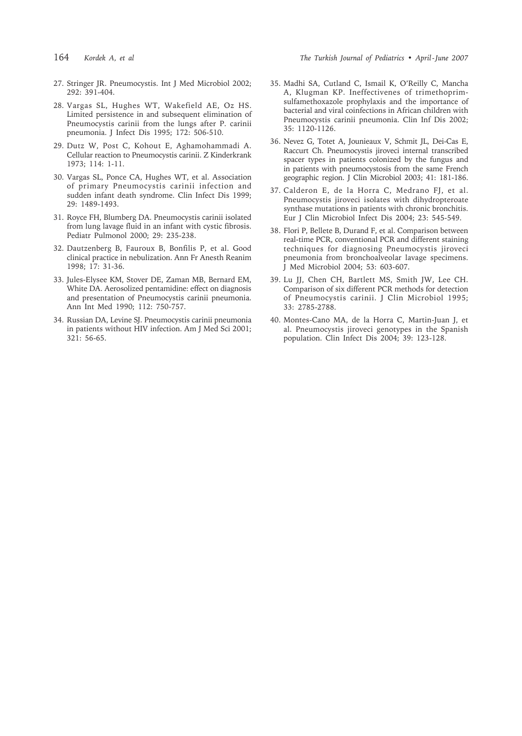27. Stringer JR. Pneumocystis. Int J Med Microbiol 2002; 292: 391-404.
28. Vargas SL, Hughes WT, Wakefield AE, Oz HS. Limited persistence in and subsequent elimination of Pneumocystis carinii from the lungs after P. carinii pneumonia. J Infect Dis 1995; 172: 506-510.
29. Dutz W, Post C, Kohout E, Aghamohammadi A. Cellular reaction to Pneumocystis carinii. Z Kinderkrank 1973; 114: 1-11.
30. Vargas SL, Ponce CA, Hughes WT, et al. Association of primary Pneumocystis carinii infection and sudden infant death syndrome. Clin Infect Dis 1999; 29: 1489-1493.
31. Royce FH, Blumberg DA. Pneumocystis carinii isolated from lung lavage fluid in an infant with cystic fibrosis. Pediatr Pulmonol 2000; 29: 235-238.
32. Dautzenberg B, Fauroux B, Bonfilis P, et al. Good clinical practice in nebulization. Ann Fr Anesth Reanim 1998; 17: 31-36.
33. Jules-Elysee KM, Stover DE, Zaman MB, Bernard EM, White DA. Aerosolized pentamidine: effect on diagnosis and presentation of Pneumocystis carinii pneumonia. Ann Int Med 1990; 112: 750-757.
34. Russian DA, Levine SJ. Pneumocystis carinii pneumonia in patients without HIV infection. Am J Med Sci 2001; 321: 56-65.
35. Madhi SA, Cutland C, Ismail K, O'Reilly C, Mancha A, Klugman KP. Ineffectivenes of trimethoprim-sulfamethoxazole prophylaxis and the importance of bacterial and viral coinfections in African children with Pneumocystis carinii pneumonia. Clin Inf Dis 2002; 35: 1120-1126.
36. Nevez G, Totet A, Jounieaux V, Schmit JL, Dei-Cas E, Raccurt Ch. Pneumocystis jiroveci internal transcribed spacer types in patients colonized by the fungus and in patients with pneumocystosis from the same French geographic region. J Clin Microbiol 2003; 41: 181-186.
37. Calderon E, de la Horra C, Medrano FJ, et al. Pneumocystis jiroveci isolates with dihydropteroate synthase mutations in patients with chronic bronchitis. Eur J Clin Microbiol Infect Dis 2004; 23: 545-549.
38. Flori P, Bellete B, Durand F, et al. Comparison between real-time PCR, conventional PCR and different staining techniques for diagnosing Pneumocystis jiroveci pneumonia from bronchoalveolar lavage specimens. J Med Microbiol 2004; 53: 603-607.
39. Lu JJ, Chen CH, Bartlett MS, Smith JW, Lee CH. Comparison of six different PCR methods for detection of Pneumocystis carinii. J Clin Microbiol 1995; 33: 2785-2788.
40. Montes-Cano MA, de la Horra C, Martin-Juan J, et al. Pneumocystis jiroveci genotypes in the Spanish population. Clin Infect Dis 2004; 39: 123-128.